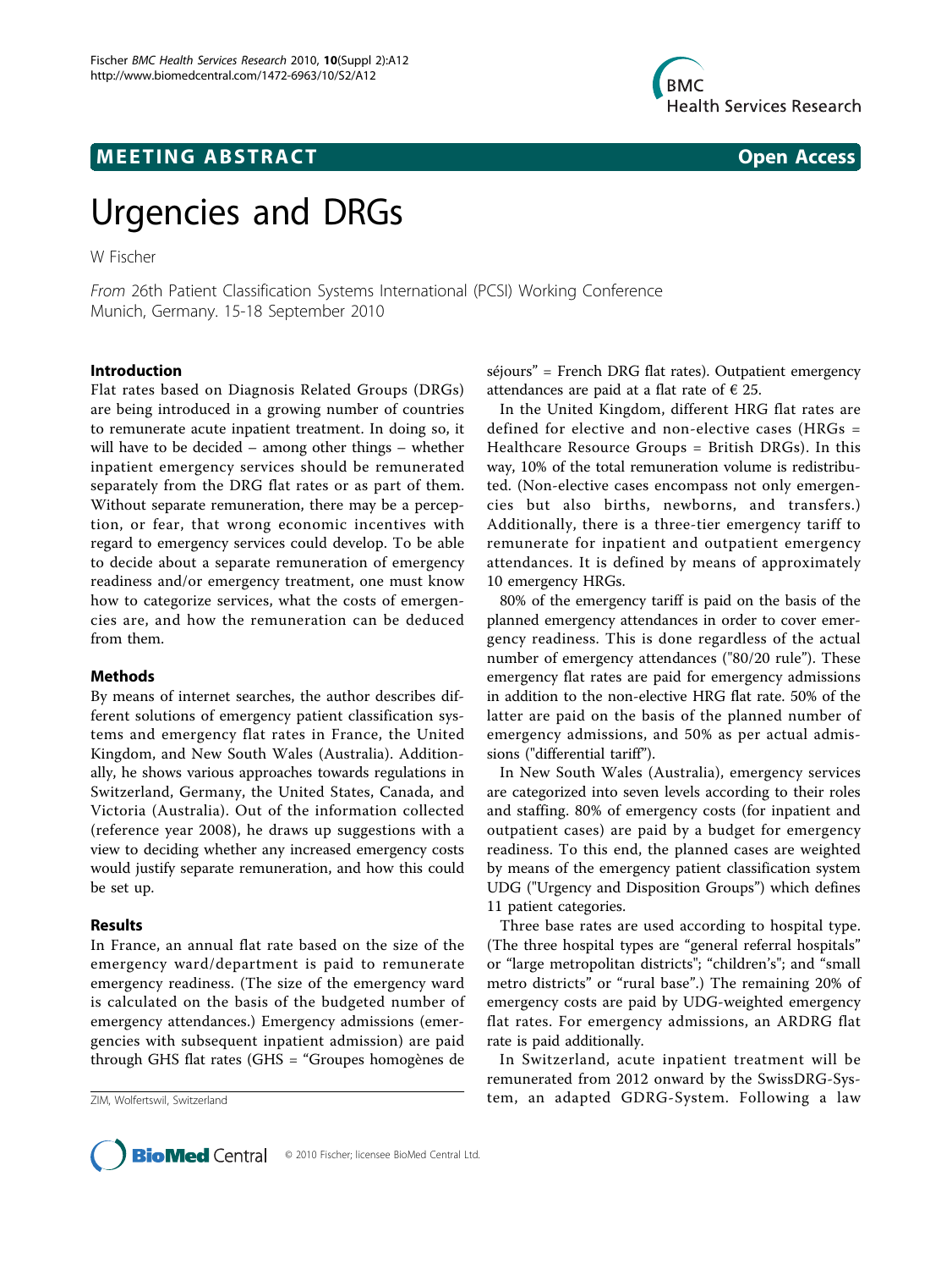MEETING ABSTRACT

Open Access

# Urgencies and DRGs

W Fischer

*From* 26th Patient Classification Systems International (PCSI) Working Conference
Munich, Germany. 15-18 September 2010

## Introduction

Flat rates based on Diagnosis Related Groups (DRGs) are being introduced in a growing number of countries to remunerate acute inpatient treatment. In doing so, it will have to be decided – among other things – whether inpatient emergency services should be remunerated separately from the DRG flat rates or as part of them. Without separate remuneration, there may be a perception, or fear, that wrong economic incentives with regard to emergency services could develop. To be able to decide about a separate remuneration of emergency readiness and/or emergency treatment, one must know how to categorize services, what the costs of emergencies are, and how the remuneration can be deduced from them.

## Methods

By means of internet searches, the author describes different solutions of emergency patient classification systems and emergency flat rates in France, the United Kingdom, and New South Wales (Australia). Additionally, he shows various approaches towards regulations in Switzerland, Germany, the United States, Canada, and Victoria (Australia). Out of the information collected (reference year 2008), he draws up suggestions with a view to deciding whether any increased emergency costs would justify separate remuneration, and how this could be set up.

## Results

In France, an annual flat rate based on the size of the emergency ward/department is paid to remunerate emergency readiness. (The size of the emergency ward is calculated on the basis of the budgeted number of emergency attendances.) Emergency admissions (emergencies with subsequent inpatient admission) are paid through GHS flat rates (GHS = "Groupes homogènes de séjours" = French DRG flat rates). Outpatient emergency attendances are paid at a flat rate of € 25.

In the United Kingdom, different HRG flat rates are defined for elective and non-elective cases (HRGs = Healthcare Resource Groups = British DRGs). In this way, 10% of the total remuneration volume is redistributed. (Non-elective cases encompass not only emergencies but also births, newborns, and transfers.) Additionally, there is a three-tier emergency tariff to remunerate for inpatient and outpatient emergency attendances. It is defined by means of approximately 10 emergency HRGs.

80% of the emergency tariff is paid on the basis of the planned emergency attendances in order to cover emergency readiness. This is done regardless of the actual number of emergency attendances ("80/20 rule"). These emergency flat rates are paid for emergency admissions in addition to the non-elective HRG flat rate. 50% of the latter are paid on the basis of the planned number of emergency admissions, and 50% as per actual admissions ("differential tariff").

In New South Wales (Australia), emergency services are categorized into seven levels according to their roles and staffing. 80% of emergency costs (for inpatient and outpatient cases) are paid by a budget for emergency readiness. To this end, the planned cases are weighted by means of the emergency patient classification system UDG ("Urgency and Disposition Groups") which defines 11 patient categories.

Three base rates are used according to hospital type. (The three hospital types are "general referral hospitals" or "large metropolitan districts"; "children's"; and "small metro districts" or "rural base".) The remaining 20% of emergency costs are paid by UDG-weighted emergency flat rates. For emergency admissions, an ARDRG flat rate is paid additionally.

In Switzerland, acute inpatient treatment will be remunerated from 2012 onward by the SwissDRG-System, an adapted GDRG-System. Following a law

ZIM, Wolfertswil, Switzerland

© 2010 Fischer; licensee BioMed Central Ltd.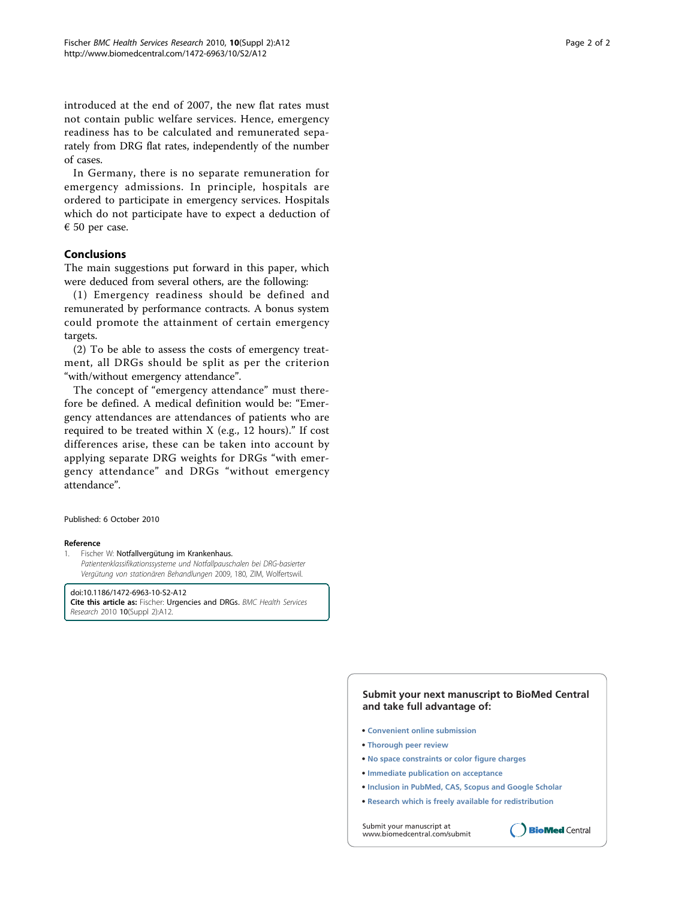introduced at the end of 2007, the new flat rates must not contain public welfare services. Hence, emergency readiness has to be calculated and remunerated separately from DRG flat rates, independently of the number of cases.

In Germany, there is no separate remuneration for emergency admissions. In principle, hospitals are ordered to participate in emergency services. Hospitals which do not participate have to expect a deduction of € 50 per case.

## Conclusions

The main suggestions put forward in this paper, which were deduced from several others, are the following:

(1) Emergency readiness should be defined and remunerated by performance contracts. A bonus system could promote the attainment of certain emergency targets.

(2) To be able to assess the costs of emergency treatment, all DRGs should be split as per the criterion "with/without emergency attendance".

The concept of "emergency attendance" must therefore be defined. A medical definition would be: "Emergency attendances are attendances of patients who are required to be treated within X (e.g., 12 hours)." If cost differences arise, these can be taken into account by applying separate DRG weights for DRGs "with emergency attendance" and DRGs "without emergency attendance".

Published: 6 October 2010

### Reference

1. Fischer W: **Notfallvergütung im Krankenhaus.** *Patientenklassifikationssysteme und Notfallpauschalen bei DRG-basierter Vergütung von stationären Behandlungen* 2009, 180, ZIM, Wolfertswil.

doi:10.1186/1472-6963-10-S2-A12
**Cite this article as:** Fischer: Urgencies and DRGs. *BMC Health Services Research* 2010 **10**(Suppl 2):A12.

**Submit your next manuscript to BioMed Central and take full advantage of:**

- Convenient online submission
- Thorough peer review
- No space constraints or color figure charges
- Immediate publication on acceptance
- Inclusion in PubMed, CAS, Scopus and Google Scholar
- Research which is freely available for redistribution

Submit your manuscript at
www.biomedcentral.com/submit

BioMed Central